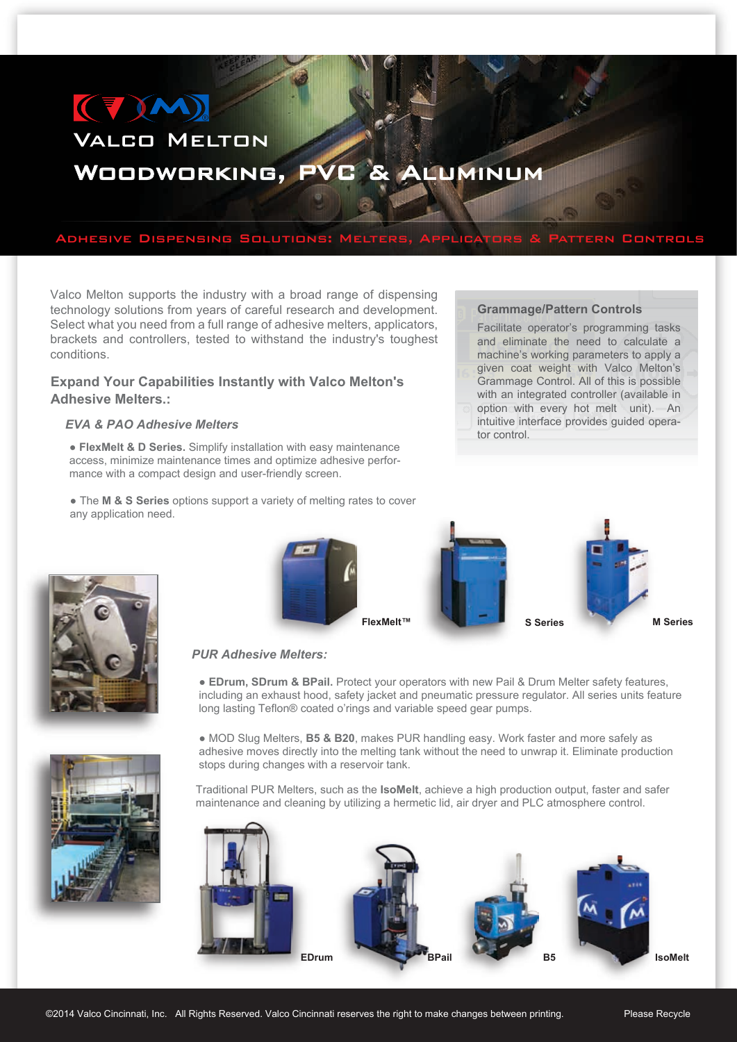# Valco Melton

# Woodworking, PVC & Aluminum

## Adhesive Dispensing Solutions: Melters, Applicators & Pattern Controls

Valco Melton supports the industry with a broad range of dispensing technology solutions from years of careful research and development. Select what you need from a full range of adhesive melters, applicators, brackets and controllers, tested to withstand the industry's toughest conditions.

### Expand Your Capabilities Instantly with Valco Melton's Adhesive Melters.:

#### *EVA & PAO Adhesive Melters*

- **FlexMelt & D Series.** Simplify installation with easy maintenance access, minimize maintenance times and optimize adhesive performance with a compact design and user-friendly screen.

- The **M & S Series** options support a variety of melting rates to cover any application need.

### Grammage/Pattern Controls

Facilitate operator's programming tasks and eliminate the need to calculate a machine's working parameters to apply a given coat weight with Valco Melton's Grammage Control. All of this is possible with an integrated controller (available in option with every hot melt unit). An intuitive interface provides guided operator control.

FlexMelt™

S Series

M Series

#### *PUR Adhesive Melters:*

- **EDrum, SDrum & BPail.** Protect your operators with new Pail & Drum Melter safety features, including an exhaust hood, safety jacket and pneumatic pressure regulator. All series units feature long lasting Teflon® coated o'rings and variable speed gear pumps.

- MOD Slug Melters, **B5 & B20**, makes PUR handling easy. Work faster and more safely as adhesive moves directly into the melting tank without the need to unwrap it. Eliminate production stops during changes with a reservoir tank.

Traditional PUR Melters, such as the **IsoMelt**, achieve a high production output, faster and safer maintenance and cleaning by utilizing a hermetic lid, air dryer and PLC atmosphere control.

EDrum

BPail

B5

IsoMelt

©2014 Valco Cincinnati, Inc. All Rights Reserved. Valco Cincinnati reserves the right to make changes between printing.

Please Recycle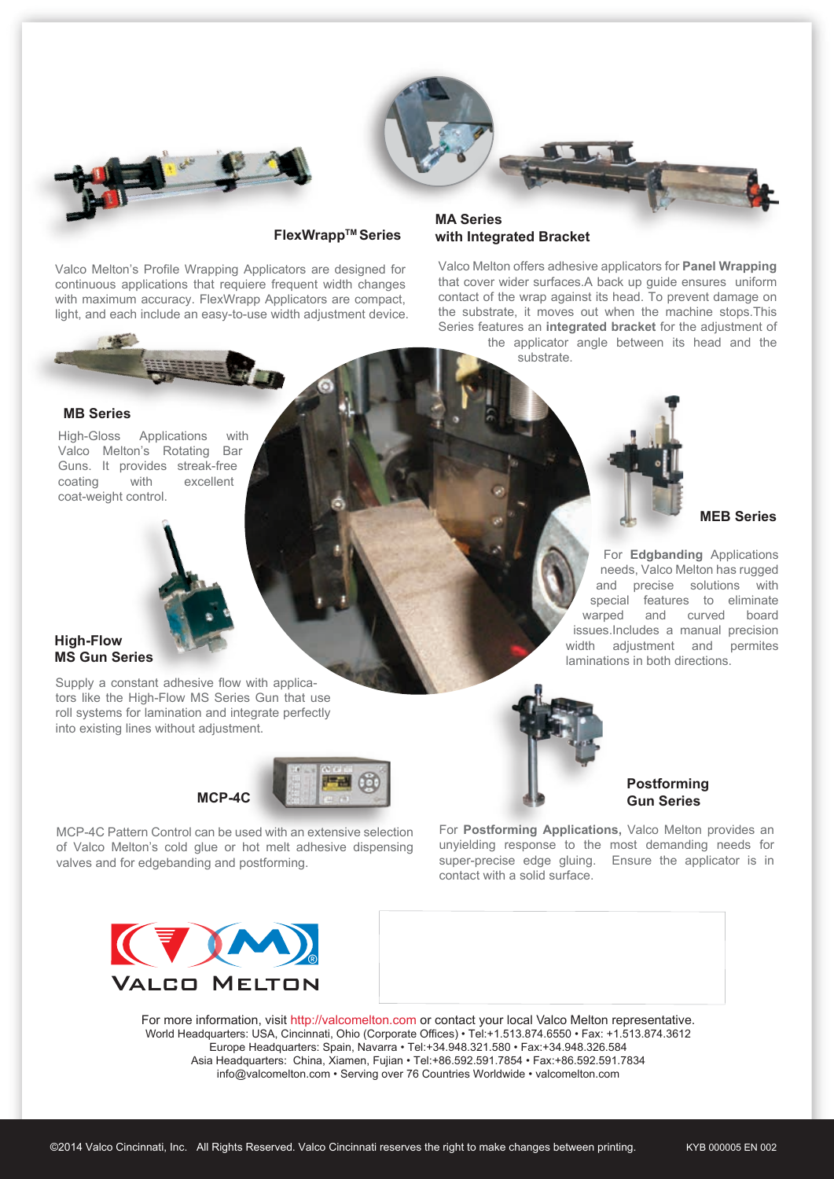## FlexWrapp™ Series

Valco Melton's Profile Wrapping Applicators are designed for continuous applications that requiere frequent width changes with maximum accuracy. FlexWrapp Applicators are compact, light, and each include an easy-to-use width adjustment device.

## MA Series with Integrated Bracket

Valco Melton offers adhesive applicators for **Panel Wrapping** that cover wider surfaces.A back up guide ensures uniform contact of the wrap against its head. To prevent damage on the substrate, it moves out when the machine stops.This Series features an **integrated bracket** for the adjustment of the applicator angle between its head and the substrate.

## MB Series

High-Gloss Applications with Valco Melton's Rotating Bar Guns. It provides streak-free coating with excellent coat-weight control.

## MEB Series

For **Edgbanding** Applications needs, Valco Melton has rugged and precise solutions with special features to eliminate warped and curved board issues.Includes a manual precision width adjustment and permites laminations in both directions.

## High-Flow MS Gun Series

Supply a constant adhesive flow with applicators like the High-Flow MS Series Gun that use roll systems for lamination and integrate perfectly into existing lines without adjustment.

## MCP-4C

MCP-4C Pattern Control can be used with an extensive selection of Valco Melton's cold glue or hot melt adhesive dispensing valves and for edgebanding and postforming.

## Postforming Gun Series

For **Postforming Applications,** Valco Melton provides an unyielding response to the most demanding needs for super-precise edge gluing. Ensure the applicator is in contact with a solid surface.

VALCO MELTON

For more information, visit http://valcomelton.com or contact your local Valco Melton representative.
World Headquarters: USA, Cincinnati, Ohio (Corporate Offices) • Tel:+1.513.874.6550 • Fax: +1.513.874.3612
Europe Headquarters: Spain, Navarra • Tel:+34.948.321.580 • Fax:+34.948.326.584
Asia Headquarters: China, Xiamen, Fujian • Tel:+86.592.591.7854 • Fax:+86.592.591.7834
info@valcomelton.com • Serving over 76 Countries Worldwide • valcomelton.com

©2014 Valco Cincinnati, Inc. All Rights Reserved. Valco Cincinnati reserves the right to make changes between printing. KYB 000005 EN 002